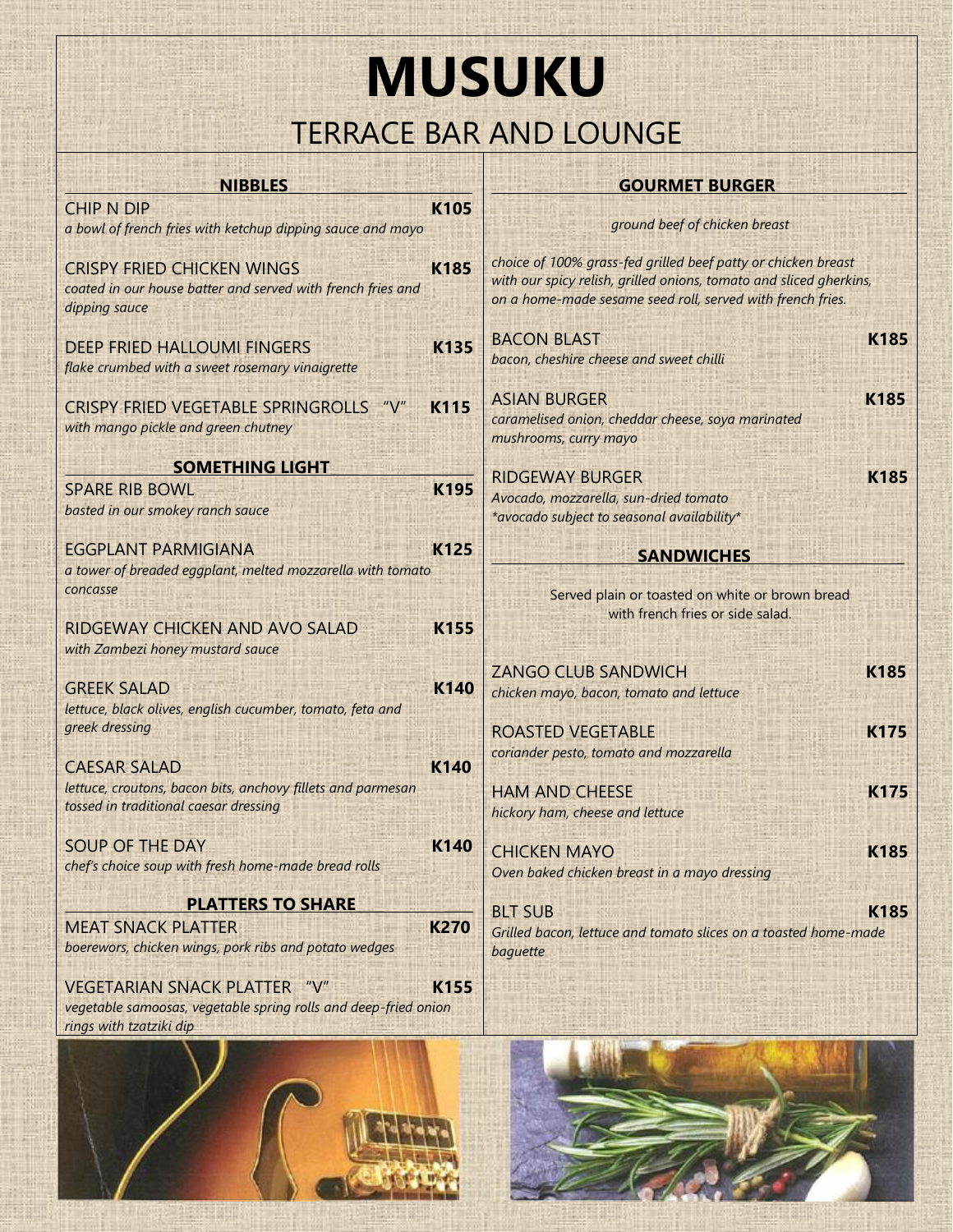# MUSUKU

## TERRACE BAR AND LOUNGE

### NIBBLES

**CHIP N DIP** — **K105**
*a bowl of french fries with ketchup dipping sauce and mayo*

**CRISPY FRIED CHICKEN WINGS** — **K185**
*coated in our house batter and served with french fries and dipping sauce*

**DEEP FRIED HALLOUMI FINGERS** — **K135**
*flake crumbed with a sweet rosemary vinaigrette*

**CRISPY FRIED VEGETABLE SPRINGROLLS "V"** — **K115**
*with mango pickle and green chutney*

### SOMETHING LIGHT

**SPARE RIB BOWL** — **K195**
*basted in our smokey ranch sauce*

**EGGPLANT PARMIGIANA** — **K125**
*a tower of breaded eggplant, melted mozzarella with tomato concasse*

**RIDGEWAY CHICKEN AND AVO SALAD** — **K155**
*with Zambezi honey mustard sauce*

**GREEK SALAD** — **K140**
*lettuce, black olives, english cucumber, tomato, feta and greek dressing*

**CAESAR SALAD** — **K140**
*lettuce, croutons, bacon bits, anchovy fillets and parmesan tossed in traditional caesar dressing*

**SOUP OF THE DAY** — **K140**
*chef's choice soup with fresh home-made bread rolls*

### PLATTERS TO SHARE

**MEAT SNACK PLATTER** — **K270**
*boerewors, chicken wings, pork ribs and potato wedges*

**VEGETARIAN SNACK PLATTER "V"** — **K155**
*vegetable samoosas, vegetable spring rolls and deep-fried onion rings with tzatziki dip*

### GOURMET BURGER

*ground beef of chicken breast*

*choice of 100% grass-fed grilled beef patty or chicken breast with our spicy relish, grilled onions, tomato and sliced gherkins, on a home-made sesame seed roll, served with french fries.*

**BACON BLAST** — **K185**
*bacon, cheshire cheese and sweet chilli*

**ASIAN BURGER** — **K185**
*caramelised onion, cheddar cheese, soya marinated mushrooms, curry mayo*

**RIDGEWAY BURGER** — **K185**
*Avocado, mozzarella, sun-dried tomato*
*\*avocado subject to seasonal availability\**

### SANDWICHES

Served plain or toasted on white or brown bread with french fries or side salad.

**ZANGO CLUB SANDWICH** — **K185**
*chicken mayo, bacon, tomato and lettuce*

**ROASTED VEGETABLE** — **K175**
*coriander pesto, tomato and mozzarella*

**HAM AND CHEESE** — **K175**
*hickory ham, cheese and lettuce*

**CHICKEN MAYO** — **K185**
*Oven baked chicken breast in a mayo dressing*

**BLT SUB** — **K185**
*Grilled bacon, lettuce and tomato slices on a toasted home-made baguette*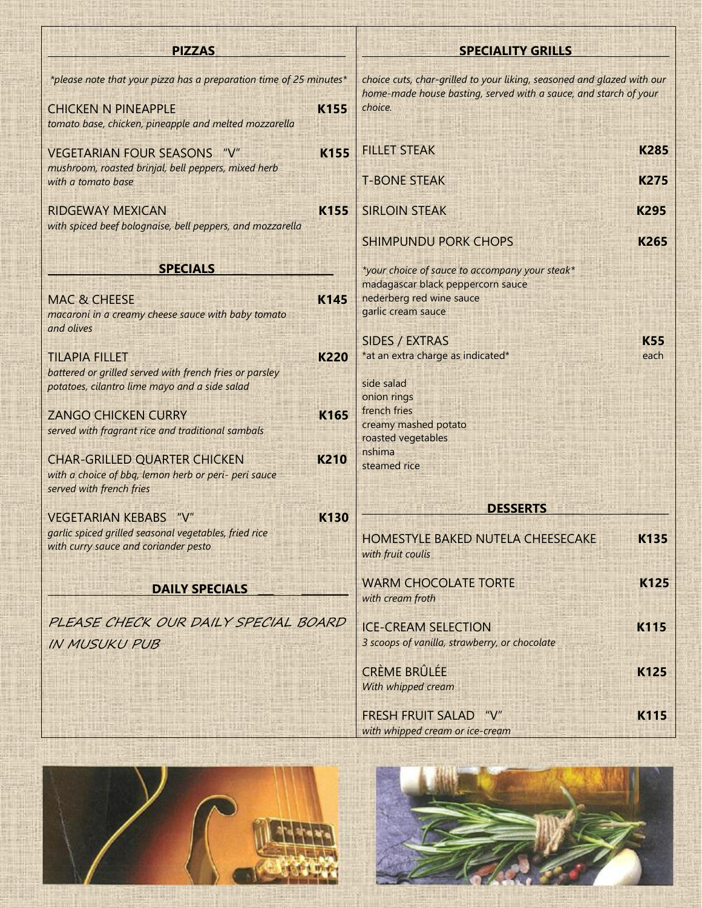## PIZZAS

*\*please note that your pizza has a preparation time of 25 minutes\**

CHICKEN N PINEAPPLE **K155**
*tomato base, chicken, pineapple and melted mozzarella*

VEGETARIAN FOUR SEASONS "V" **K155**
*mushroom, roasted brinjal, bell peppers, mixed herb with a tomato base*

RIDGEWAY MEXICAN **K155**
*with spiced beef bolognaise, bell peppers, and mozzarella*

## SPECIALS

MAC & CHEESE **K145**
*macaroni in a creamy cheese sauce with baby tomato and olives*

TILAPIA FILLET **K220**
*battered or grilled served with french fries or parsley potatoes, cilantro lime mayo and a side salad*

ZANGO CHICKEN CURRY **K165**
*served with fragrant rice and traditional sambals*

CHAR-GRILLED QUARTER CHICKEN **K210**
*with a choice of bbq, lemon herb or peri- peri sauce served with french fries*

VEGETARIAN KEBABS "V" **K130**
*garlic spiced grilled seasonal vegetables, fried rice with curry sauce and coriander pesto*

## DAILY SPECIALS

PLEASE CHECK OUR DAILY SPECIAL BOARD IN MUSUKU PUB

## SPECIALITY GRILLS

*choice cuts, char-grilled to your liking, seasoned and glazed with our home-made house basting, served with a sauce, and starch of your choice.*

FILLET STEAK **K285**

T-BONE STEAK **K275**

SIRLOIN STEAK **K295**

SHIMPUNDU PORK CHOPS **K265**

*\*your choice of sauce to accompany your steak\**
madagascar black peppercorn sauce
nederberg red wine sauce
garlic cream sauce

SIDES / EXTRAS **K55** each
\*at an extra charge as indicated\*

side salad
onion rings
french fries
creamy mashed potato
roasted vegetables
nshima
steamed rice

## DESSERTS

HOMESTYLE BAKED NUTELA CHEESECAKE **K135**
*with fruit coulis*

WARM CHOCOLATE TORTE **K125**
*with cream froth*

ICE-CREAM SELECTION **K115**
*3 scoops of vanilla, strawberry, or chocolate*

CRÈME BRÛLÉE **K125**
*With whipped cream*

FRESH FRUIT SALAD "V" **K115**
*with whipped cream or ice-cream*